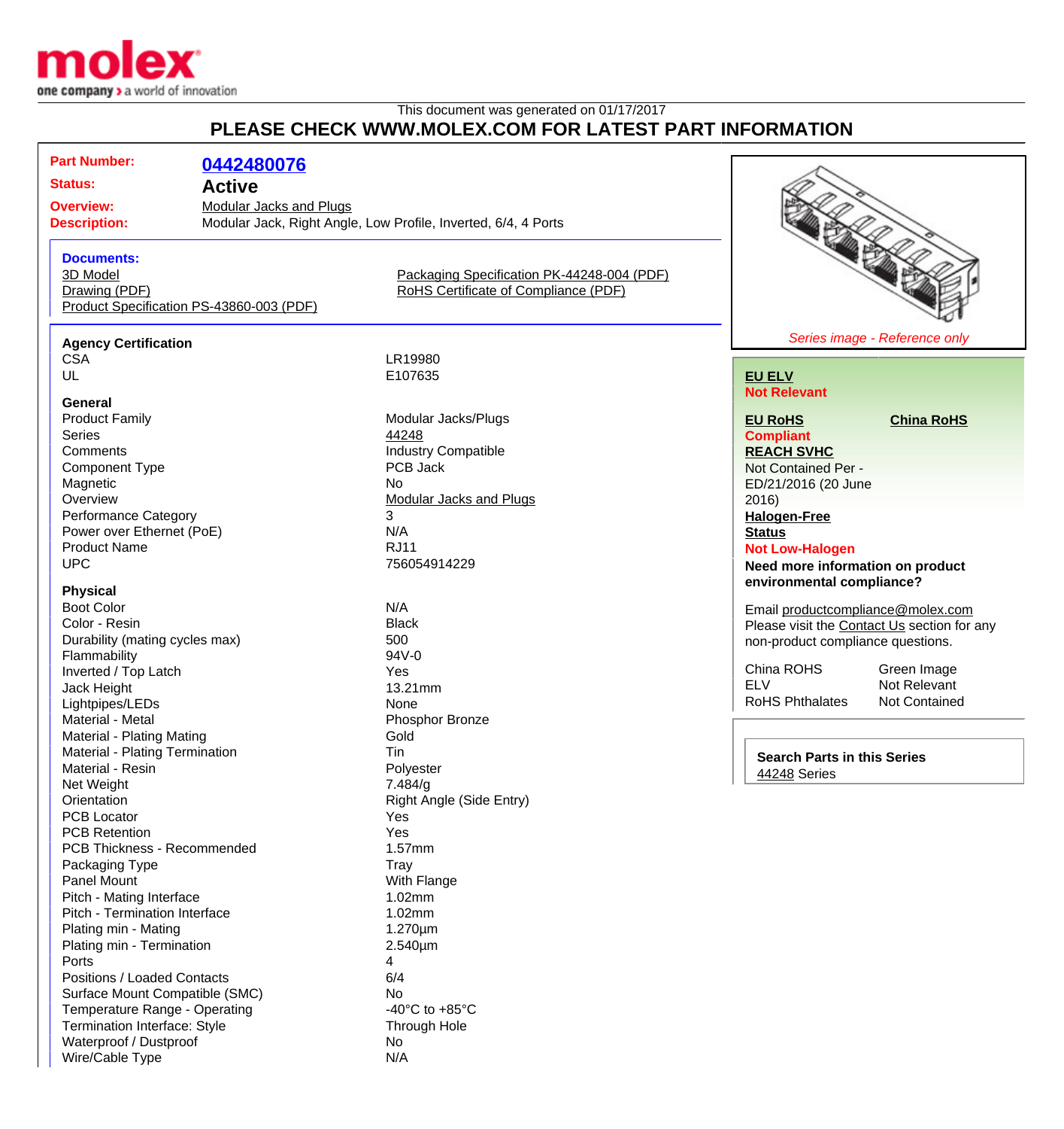This document was generated on 01/17/2017

# PLEASE CHECK WWW.MOLEX.COM FOR LATEST PART INFORMATION

**Part Number:** 0442480076

**Status:** Active

**Overview:** Modular Jacks and Plugs

**Description:** Modular Jack, Right Angle, Low Profile, Inverted, 6/4, 4 Ports

### Documents:

- 3D Model
- Drawing (PDF)
- Product Specification PS-43860-003 (PDF)
- Packaging Specification PK-44248-004 (PDF)
- RoHS Certificate of Compliance (PDF)

### Agency Certification

| | |
|---|---|
| CSA | LR19980 |
| UL | E107635 |

### General

| | |
|---|---|
| Product Family | Modular Jacks/Plugs |
| Series | 44248 |
| Comments | Industry Compatible |
| Component Type | PCB Jack |
| Magnetic | No |
| Overview | Modular Jacks and Plugs |
| Performance Category | 3 |
| Power over Ethernet (PoE) | N/A |
| Product Name | RJ11 |
| UPC | 756054914229 |

### Physical

| | |
|---|---|
| Boot Color | N/A |
| Color - Resin | Black |
| Durability (mating cycles max) | 500 |
| Flammability | 94V-0 |
| Inverted / Top Latch | Yes |
| Jack Height | 13.21mm |
| Lightpipes/LEDs | None |
| Material - Metal | Phosphor Bronze |
| Material - Plating Mating | Gold |
| Material - Plating Termination | Tin |
| Material - Resin | Polyester |
| Net Weight | 7.484/g |
| Orientation | Right Angle (Side Entry) |
| PCB Locator | Yes |
| PCB Retention | Yes |
| PCB Thickness - Recommended | 1.57mm |
| Packaging Type | Tray |
| Panel Mount | With Flange |
| Pitch - Mating Interface | 1.02mm |
| Pitch - Termination Interface | 1.02mm |
| Plating min - Mating | 1.270µm |
| Plating min - Termination | 2.540µm |
| Ports | 4 |
| Positions / Loaded Contacts | 6/4 |
| Surface Mount Compatible (SMC) | No |
| Temperature Range - Operating | -40°C to +85°C |
| Termination Interface: Style | Through Hole |
| Waterproof / Dustproof | No |
| Wire/Cable Type | N/A |

*Series image - Reference only*

**EU ELV**
Not Relevant

**EU RoHS**
Compliant

**China RoHS**

**REACH SVHC**
Not Contained Per - ED/21/2016 (20 June 2016)

**Halogen-Free Status**
Not Low-Halogen

**Need more information on product environmental compliance?**

Email productcompliance@molex.com
Please visit the Contact Us section for any non-product compliance questions.

| | |
|---|---|
| China ROHS | Green Image |
| ELV | Not Relevant |
| RoHS Phthalates | Not Contained |

**Search Parts in this Series**
44248 Series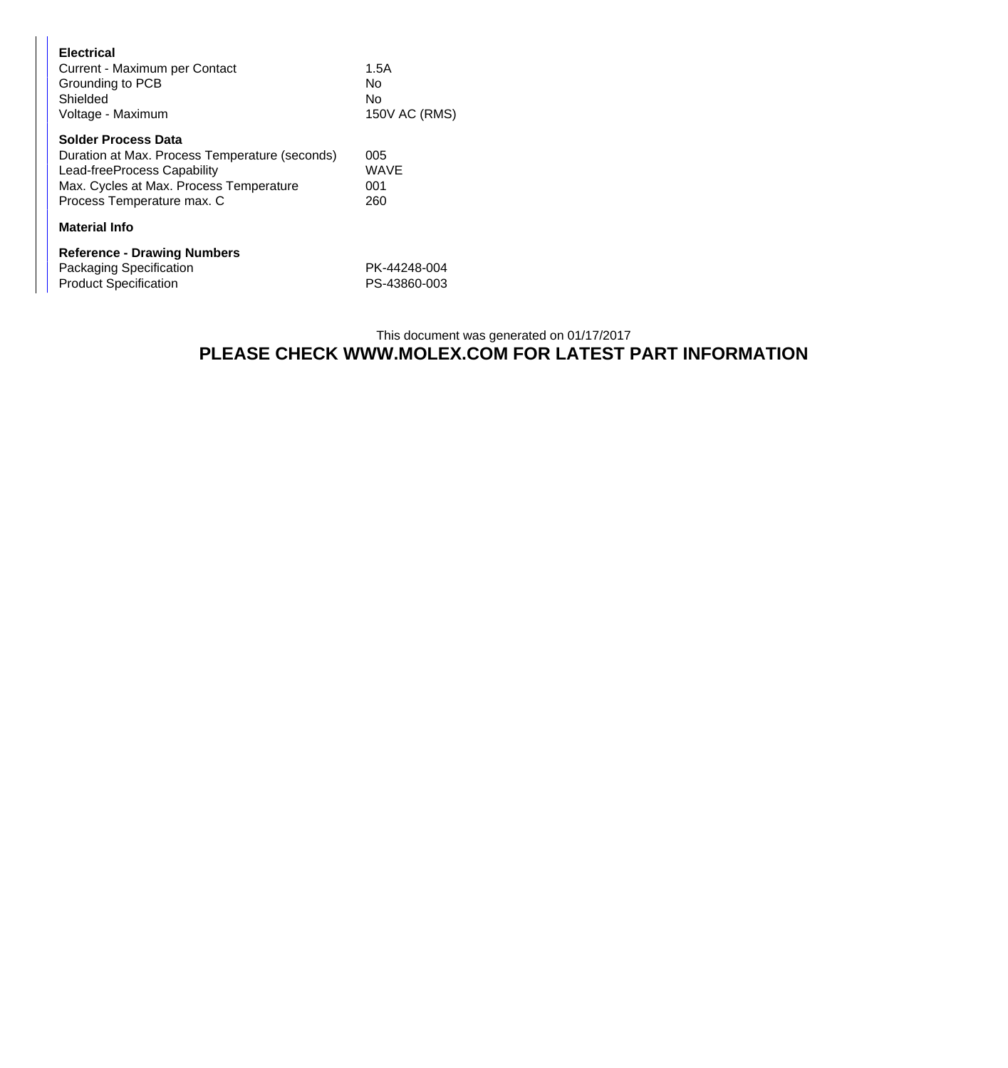**Electrical**

| | |
|---|---|
| Current - Maximum per Contact | 1.5A |
| Grounding to PCB | No |
| Shielded | No |
| Voltage - Maximum | 150V AC (RMS) |

**Solder Process Data**

| | |
|---|---|
| Duration at Max. Process Temperature (seconds) | 005 |
| Lead-freeProcess Capability | WAVE |
| Max. Cycles at Max. Process Temperature | 001 |
| Process Temperature max. C | 260 |

**Material Info**

**Reference - Drawing Numbers**

| | |
|---|---|
| Packaging Specification | PK-44248-004 |
| Product Specification | PS-43860-003 |

This document was generated on 01/17/2017

**PLEASE CHECK WWW.MOLEX.COM FOR LATEST PART INFORMATION**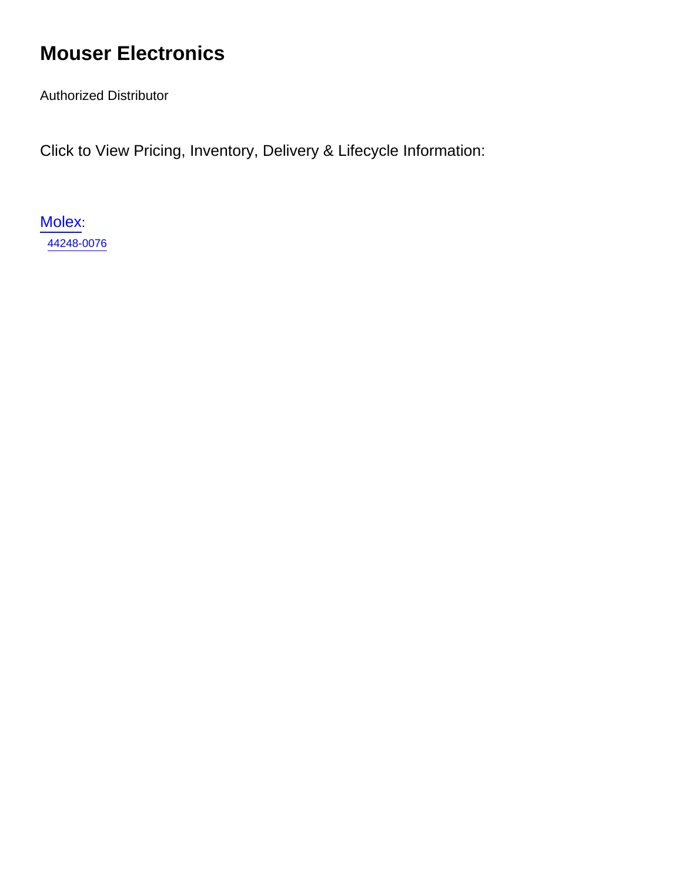# Mouser Electronics

Authorized Distributor

Click to View Pricing, Inventory, Delivery & Lifecycle Information:

Molex:

44248-0076